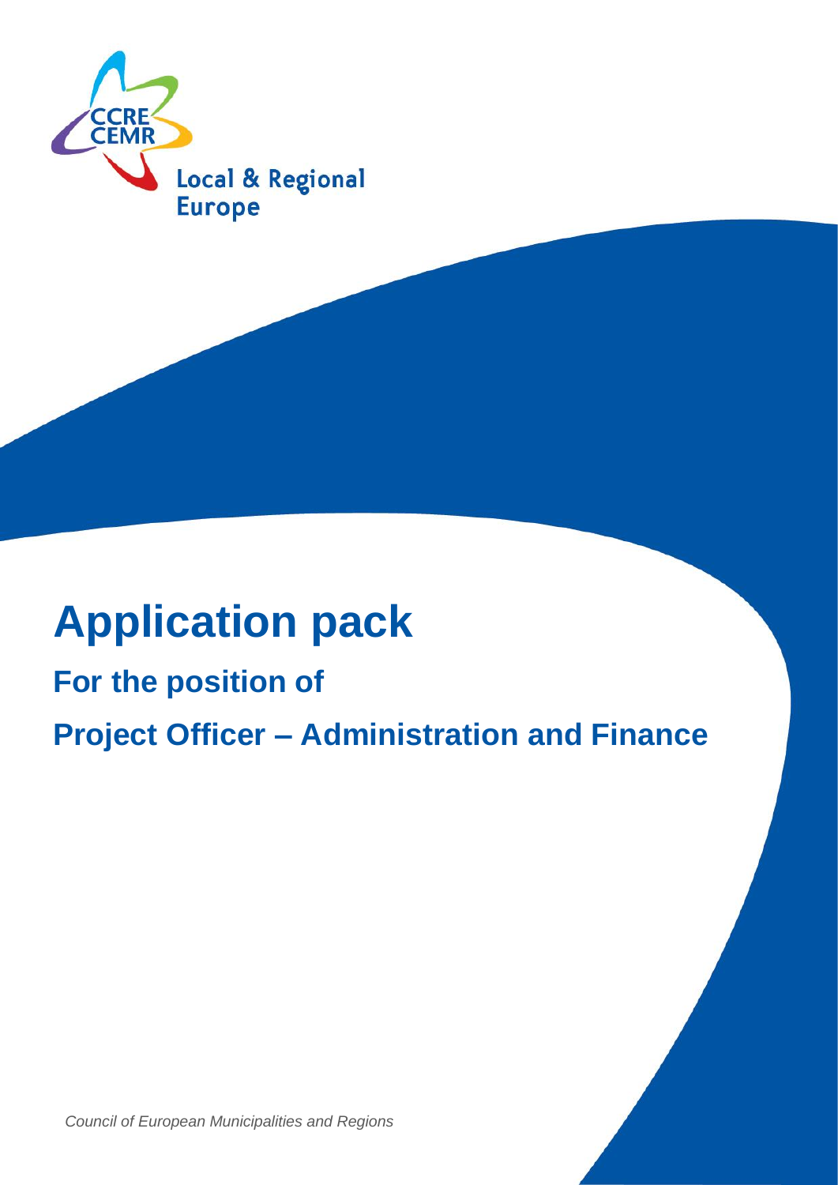CCRE
CEMR

Local & Regional Europe

# Application pack

## For the position of

## Project Officer – Administration and Finance

*Council of European Municipalities and Regions*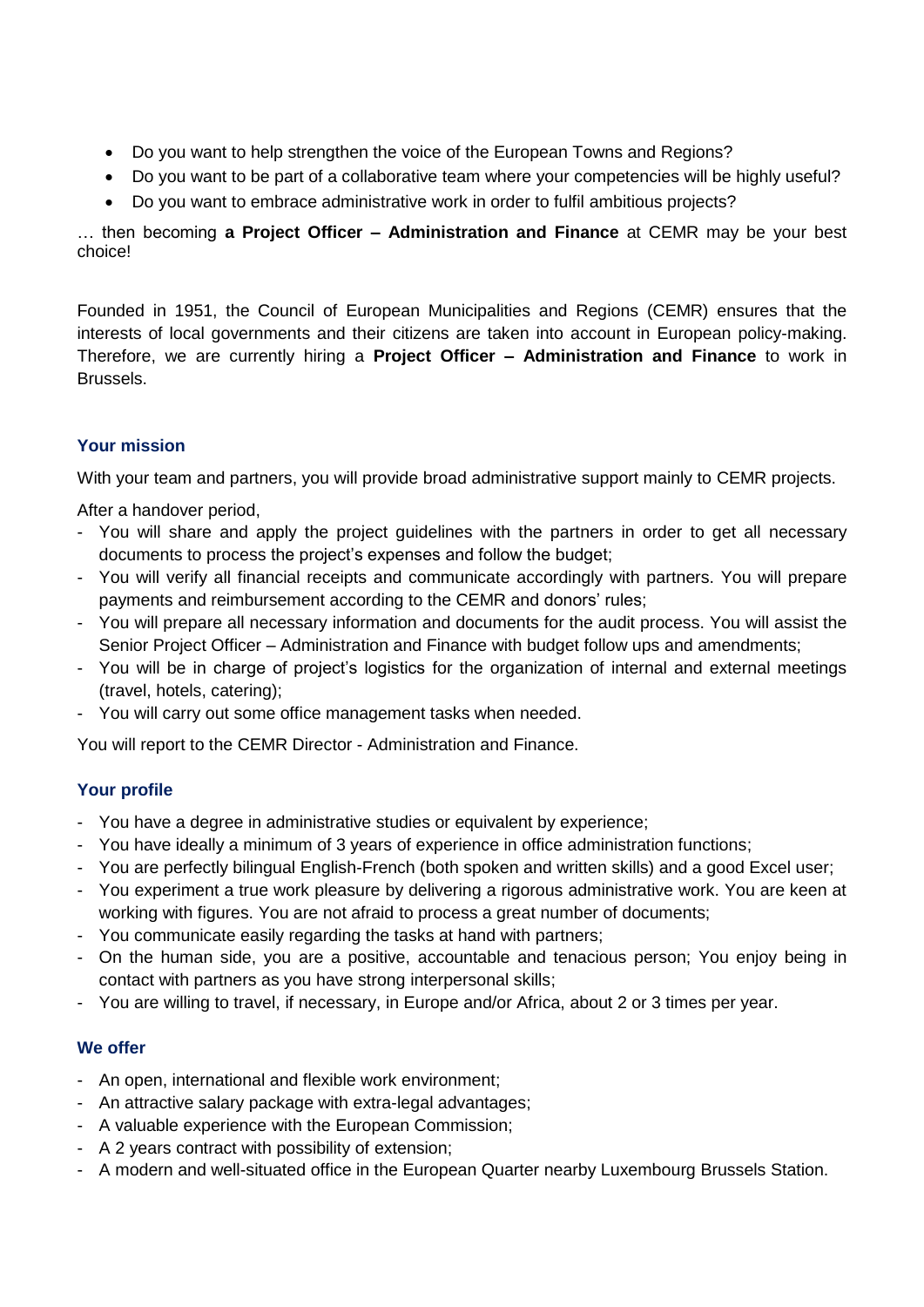- Do you want to help strengthen the voice of the European Towns and Regions?
- Do you want to be part of a collaborative team where your competencies will be highly useful?
- Do you want to embrace administrative work in order to fulfil ambitious projects?

… then becoming **a Project Officer – Administration and Finance** at CEMR may be your best choice!

Founded in 1951, the Council of European Municipalities and Regions (CEMR) ensures that the interests of local governments and their citizens are taken into account in European policy-making. Therefore, we are currently hiring a **Project Officer – Administration and Finance** to work in Brussels.

### Your mission

With your team and partners, you will provide broad administrative support mainly to CEMR projects.

After a handover period,

- You will share and apply the project guidelines with the partners in order to get all necessary documents to process the project's expenses and follow the budget;
- You will verify all financial receipts and communicate accordingly with partners. You will prepare payments and reimbursement according to the CEMR and donors' rules;
- You will prepare all necessary information and documents for the audit process. You will assist the Senior Project Officer – Administration and Finance with budget follow ups and amendments;
- You will be in charge of project's logistics for the organization of internal and external meetings (travel, hotels, catering);
- You will carry out some office management tasks when needed.

You will report to the CEMR Director - Administration and Finance.

### Your profile

- You have a degree in administrative studies or equivalent by experience;
- You have ideally a minimum of 3 years of experience in office administration functions;
- You are perfectly bilingual English-French (both spoken and written skills) and a good Excel user;
- You experiment a true work pleasure by delivering a rigorous administrative work. You are keen at working with figures. You are not afraid to process a great number of documents;
- You communicate easily regarding the tasks at hand with partners;
- On the human side, you are a positive, accountable and tenacious person; You enjoy being in contact with partners as you have strong interpersonal skills;
- You are willing to travel, if necessary, in Europe and/or Africa, about 2 or 3 times per year.

### We offer

- An open, international and flexible work environment;
- An attractive salary package with extra-legal advantages;
- A valuable experience with the European Commission;
- A 2 years contract with possibility of extension;
- A modern and well-situated office in the European Quarter nearby Luxembourg Brussels Station.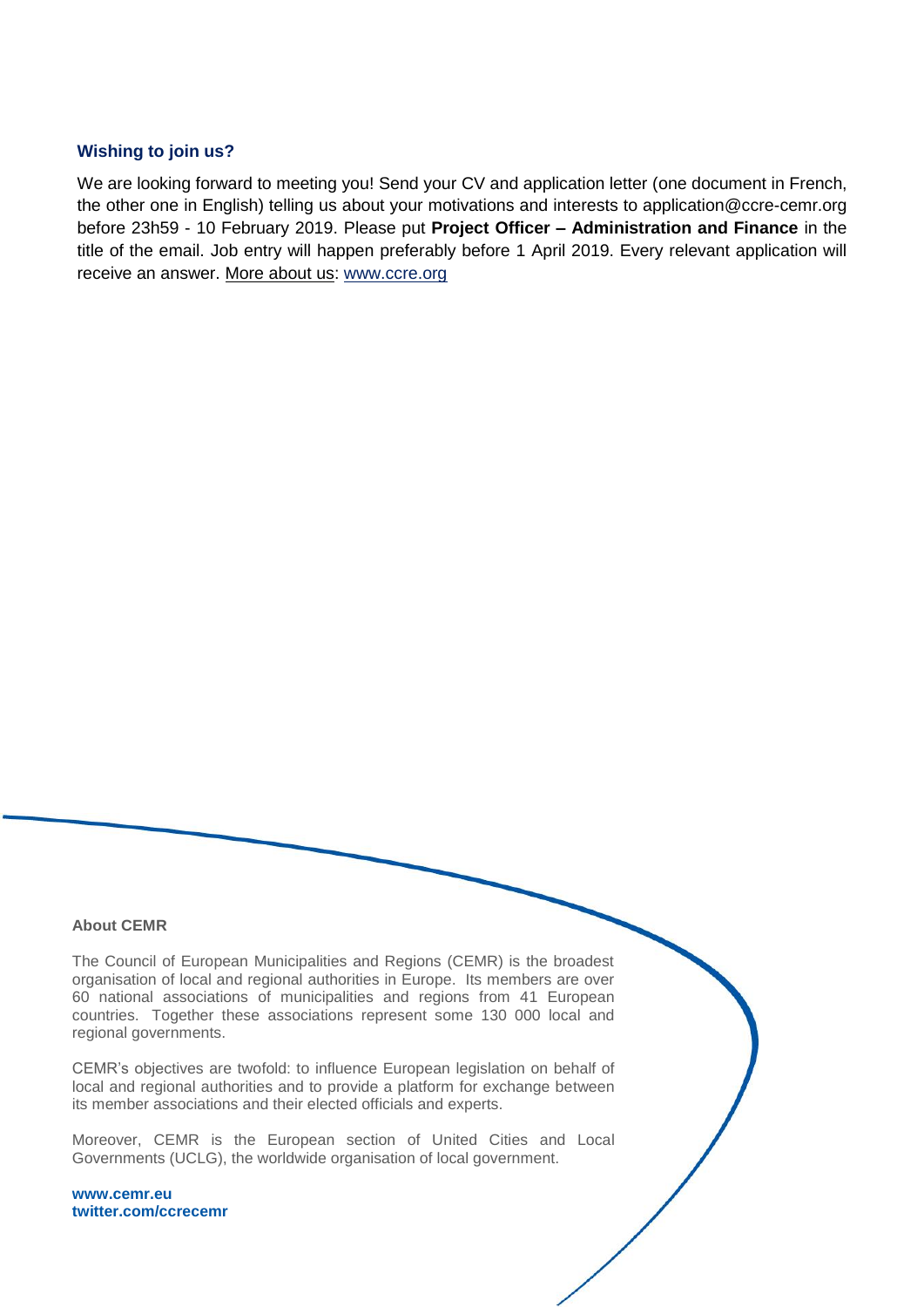### Wishing to join us?

We are looking forward to meeting you! Send your CV and application letter (one document in French, the other one in English) telling us about your motivations and interests to application@ccre-cemr.org before 23h59 - 10 February 2019. Please put **Project Officer – Administration and Finance** in the title of the email. Job entry will happen preferably before 1 April 2019. Every relevant application will receive an answer. More about us: www.ccre.org

**About CEMR**

The Council of European Municipalities and Regions (CEMR) is the broadest organisation of local and regional authorities in Europe. Its members are over 60 national associations of municipalities and regions from 41 European countries. Together these associations represent some 130 000 local and regional governments.

CEMR's objectives are twofold: to influence European legislation on behalf of local and regional authorities and to provide a platform for exchange between its member associations and their elected officials and experts.

Moreover, CEMR is the European section of United Cities and Local Governments (UCLG), the worldwide organisation of local government.

**www.cemr.eu**
**twitter.com/ccrecemr**